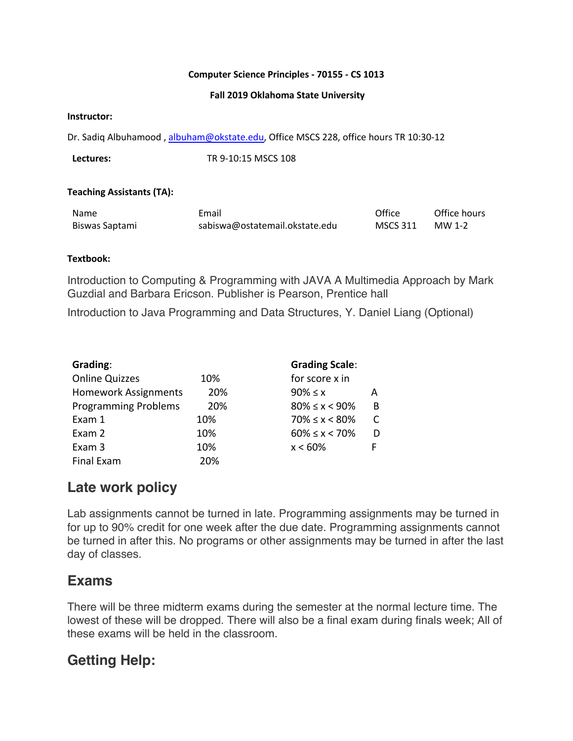**Computer Science Principles - 70155 - CS 1013**

**Fall 2019 Oklahoma State University**

**Instructor:**

Dr. Sadiq Albuhamood , albuham@okstate.edu, Office MSCS 228, office hours TR 10:30-12

**Lectures:** TR 9-10:15 MSCS 108

**Teaching Assistants (TA):**

| Name | Email | Office | Office hours |
|---|---|---|---|
| Biswas Saptami | sabiswa@ostatemail.okstate.edu | MSCS 311 | MW 1-2 |

**Textbook:**

Introduction to Computing & Programming with JAVA A Multimedia Approach by Mark Guzdial and Barbara Ericson. Publisher is Pearson, Prentice hall

Introduction to Java Programming and Data Structures, Y. Daniel Liang (Optional)

| **Grading**: | |
|---|---|
| Online Quizzes | 10% |
| Homework Assignments | 20% |
| Programming Problems | 20% |
| Exam 1 | 10% |
| Exam 2 | 10% |
| Exam 3 | 10% |
| Final Exam | 20% |

**Grading Scale**:

| for score x in | |
|---|---|
| $90\% \leq x$ | A |
| $80\% \leq x < 90\%$ | B |
| $70\% \leq x < 80\%$ | C |
| $60\% \leq x < 70\%$ | D |
| $x < 60\%$ | F |

## Late work policy

Lab assignments cannot be turned in late. Programming assignments may be turned in for up to 90% credit for one week after the due date. Programming assignments cannot be turned in after this. No programs or other assignments may be turned in after the last day of classes.

## Exams

There will be three midterm exams during the semester at the normal lecture time. The lowest of these will be dropped. There will also be a final exam during finals week; All of these exams will be held in the classroom.

## Getting Help: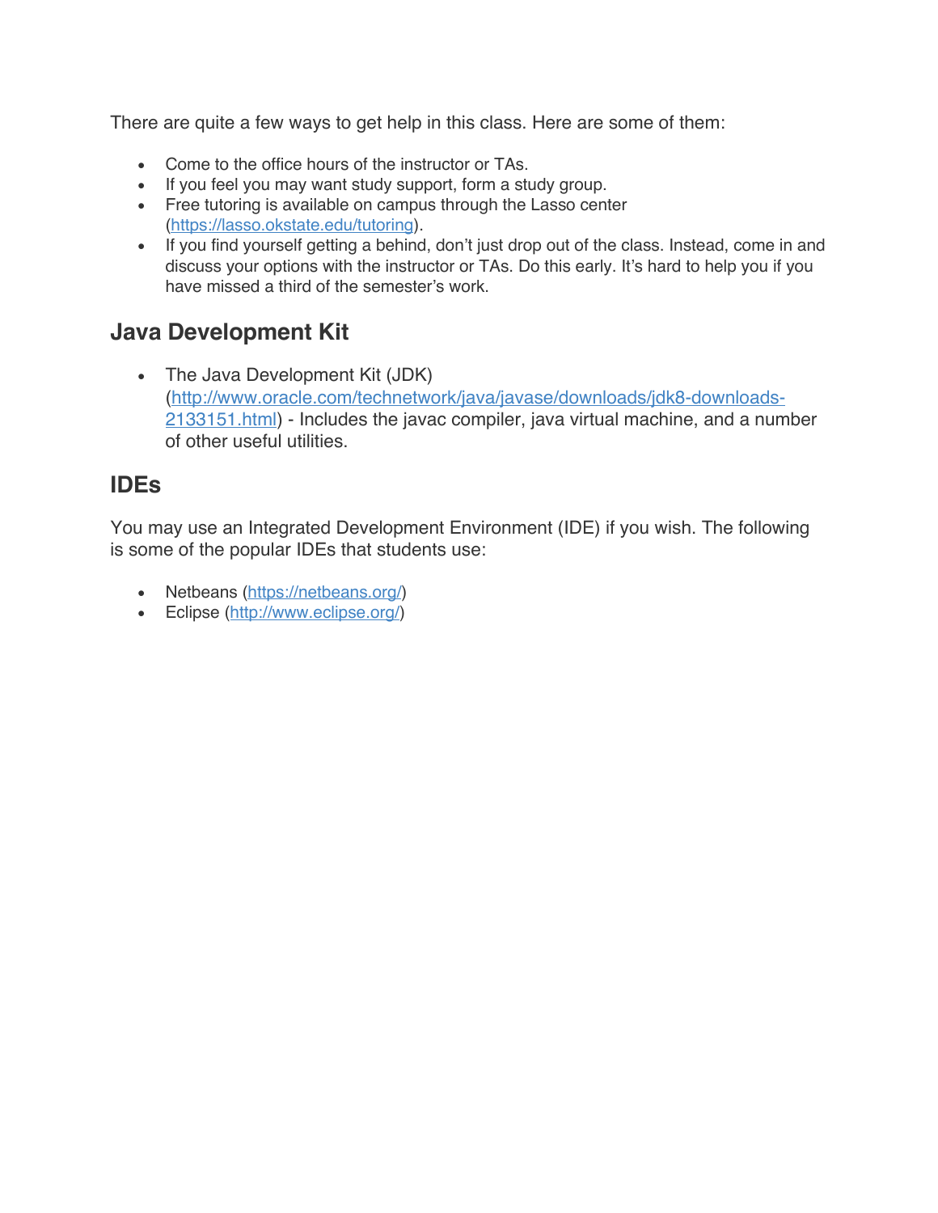There are quite a few ways to get help in this class. Here are some of them:

- Come to the office hours of the instructor or TAs.
- If you feel you may want study support, form a study group.
- Free tutoring is available on campus through the Lasso center (https://lasso.okstate.edu/tutoring).
- If you find yourself getting a behind, don't just drop out of the class. Instead, come in and discuss your options with the instructor or TAs. Do this early. It's hard to help you if you have missed a third of the semester's work.

## Java Development Kit

- The Java Development Kit (JDK) (http://www.oracle.com/technetwork/java/javase/downloads/jdk8-downloads-2133151.html) - Includes the javac compiler, java virtual machine, and a number of other useful utilities.

## IDEs

You may use an Integrated Development Environment (IDE) if you wish. The following is some of the popular IDEs that students use:

- Netbeans (https://netbeans.org/)
- Eclipse (http://www.eclipse.org/)